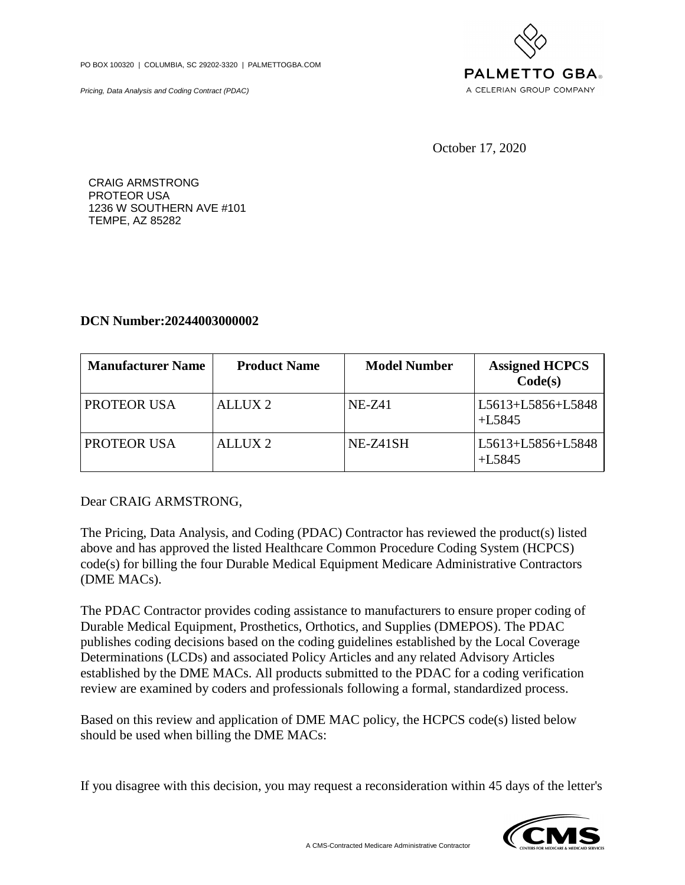PO BOX 100320 | COLUMBIA, SC 29202-3320 | PALMETTOGBA.COM

*Pricing, Data Analysis and Coding Contract (PDAC)*

PALMETTO GBA
A CELERIAN GROUP COMPANY

October 17, 2020

CRAIG ARMSTRONG
PROTEOR USA
1236 W SOUTHERN AVE #101
TEMPE, AZ 85282

**DCN Number:20244003000002**

| Manufacturer Name | Product Name | Model Number | Assigned HCPCS Code(s) |
| --- | --- | --- | --- |
| PROTEOR USA | ALLUX 2 | NE-Z41 | L5613+L5856+L5848+L5845 |
| PROTEOR USA | ALLUX 2 | NE-Z41SH | L5613+L5856+L5848+L5845 |

Dear CRAIG ARMSTRONG,

The Pricing, Data Analysis, and Coding (PDAC) Contractor has reviewed the product(s) listed above and has approved the listed Healthcare Common Procedure Coding System (HCPCS) code(s) for billing the four Durable Medical Equipment Medicare Administrative Contractors (DME MACs).

The PDAC Contractor provides coding assistance to manufacturers to ensure proper coding of Durable Medical Equipment, Prosthetics, Orthotics, and Supplies (DMEPOS). The PDAC publishes coding decisions based on the coding guidelines established by the Local Coverage Determinations (LCDs) and associated Policy Articles and any related Advisory Articles established by the DME MACs. All products submitted to the PDAC for a coding verification review are examined by coders and professionals following a formal, standardized process.

Based on this review and application of DME MAC policy, the HCPCS code(s) listed below should be used when billing the DME MACs:

If you disagree with this decision, you may request a reconsideration within 45 days of the letter's

A CMS-Contracted Medicare Administrative Contractor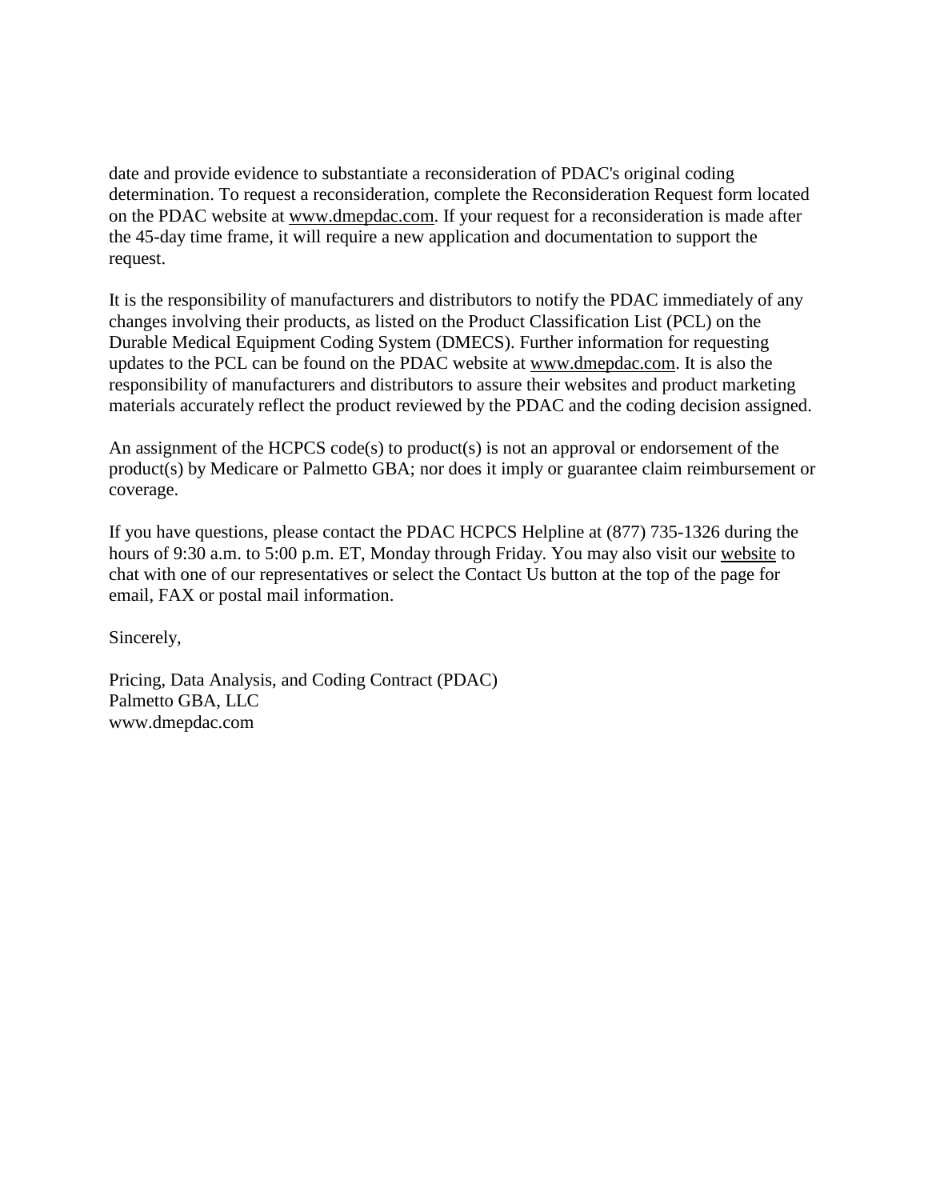date and provide evidence to substantiate a reconsideration of PDAC's original coding determination. To request a reconsideration, complete the Reconsideration Request form located on the PDAC website at www.dmepdac.com. If your request for a reconsideration is made after the 45-day time frame, it will require a new application and documentation to support the request.

It is the responsibility of manufacturers and distributors to notify the PDAC immediately of any changes involving their products, as listed on the Product Classification List (PCL) on the Durable Medical Equipment Coding System (DMECS). Further information for requesting updates to the PCL can be found on the PDAC website at www.dmepdac.com. It is also the responsibility of manufacturers and distributors to assure their websites and product marketing materials accurately reflect the product reviewed by the PDAC and the coding decision assigned.

An assignment of the HCPCS code(s) to product(s) is not an approval or endorsement of the product(s) by Medicare or Palmetto GBA; nor does it imply or guarantee claim reimbursement or coverage.

If you have questions, please contact the PDAC HCPCS Helpline at (877) 735-1326 during the hours of 9:30 a.m. to 5:00 p.m. ET, Monday through Friday. You may also visit our website to chat with one of our representatives or select the Contact Us button at the top of the page for email, FAX or postal mail information.

Sincerely,

Pricing, Data Analysis, and Coding Contract (PDAC)
Palmetto GBA, LLC
www.dmepdac.com